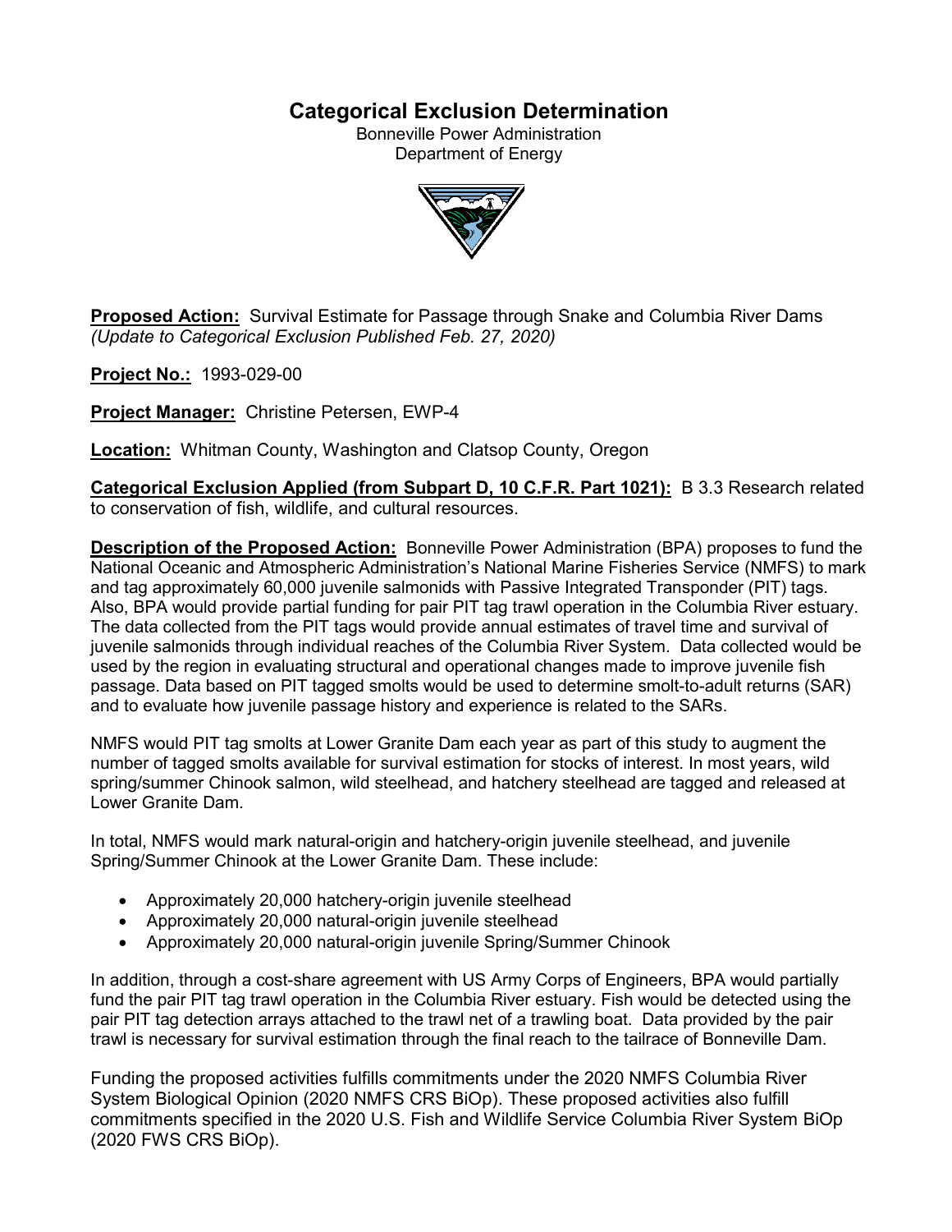# Categorical Exclusion Determination

Bonneville Power Administration
Department of Energy

**Proposed Action:** Survival Estimate for Passage through Snake and Columbia River Dams
*(Update to Categorical Exclusion Published Feb. 27, 2020)*

**Project No.:** 1993-029-00

**Project Manager:** Christine Petersen, EWP-4

**Location:** Whitman County, Washington and Clatsop County, Oregon

**Categorical Exclusion Applied (from Subpart D, 10 C.F.R. Part 1021):** B 3.3 Research related to conservation of fish, wildlife, and cultural resources.

**Description of the Proposed Action:** Bonneville Power Administration (BPA) proposes to fund the National Oceanic and Atmospheric Administration's National Marine Fisheries Service (NMFS) to mark and tag approximately 60,000 juvenile salmonids with Passive Integrated Transponder (PIT) tags. Also, BPA would provide partial funding for pair PIT tag trawl operation in the Columbia River estuary. The data collected from the PIT tags would provide annual estimates of travel time and survival of juvenile salmonids through individual reaches of the Columbia River System. Data collected would be used by the region in evaluating structural and operational changes made to improve juvenile fish passage. Data based on PIT tagged smolts would be used to determine smolt-to-adult returns (SAR) and to evaluate how juvenile passage history and experience is related to the SARs.

NMFS would PIT tag smolts at Lower Granite Dam each year as part of this study to augment the number of tagged smolts available for survival estimation for stocks of interest. In most years, wild spring/summer Chinook salmon, wild steelhead, and hatchery steelhead are tagged and released at Lower Granite Dam.

In total, NMFS would mark natural-origin and hatchery-origin juvenile steelhead, and juvenile Spring/Summer Chinook at the Lower Granite Dam. These include:

- Approximately 20,000 hatchery-origin juvenile steelhead
- Approximately 20,000 natural-origin juvenile steelhead
- Approximately 20,000 natural-origin juvenile Spring/Summer Chinook

In addition, through a cost-share agreement with US Army Corps of Engineers, BPA would partially fund the pair PIT tag trawl operation in the Columbia River estuary. Fish would be detected using the pair PIT tag detection arrays attached to the trawl net of a trawling boat. Data provided by the pair trawl is necessary for survival estimation through the final reach to the tailrace of Bonneville Dam.

Funding the proposed activities fulfills commitments under the 2020 NMFS Columbia River System Biological Opinion (2020 NMFS CRS BiOp). These proposed activities also fulfill commitments specified in the 2020 U.S. Fish and Wildlife Service Columbia River System BiOp (2020 FWS CRS BiOp).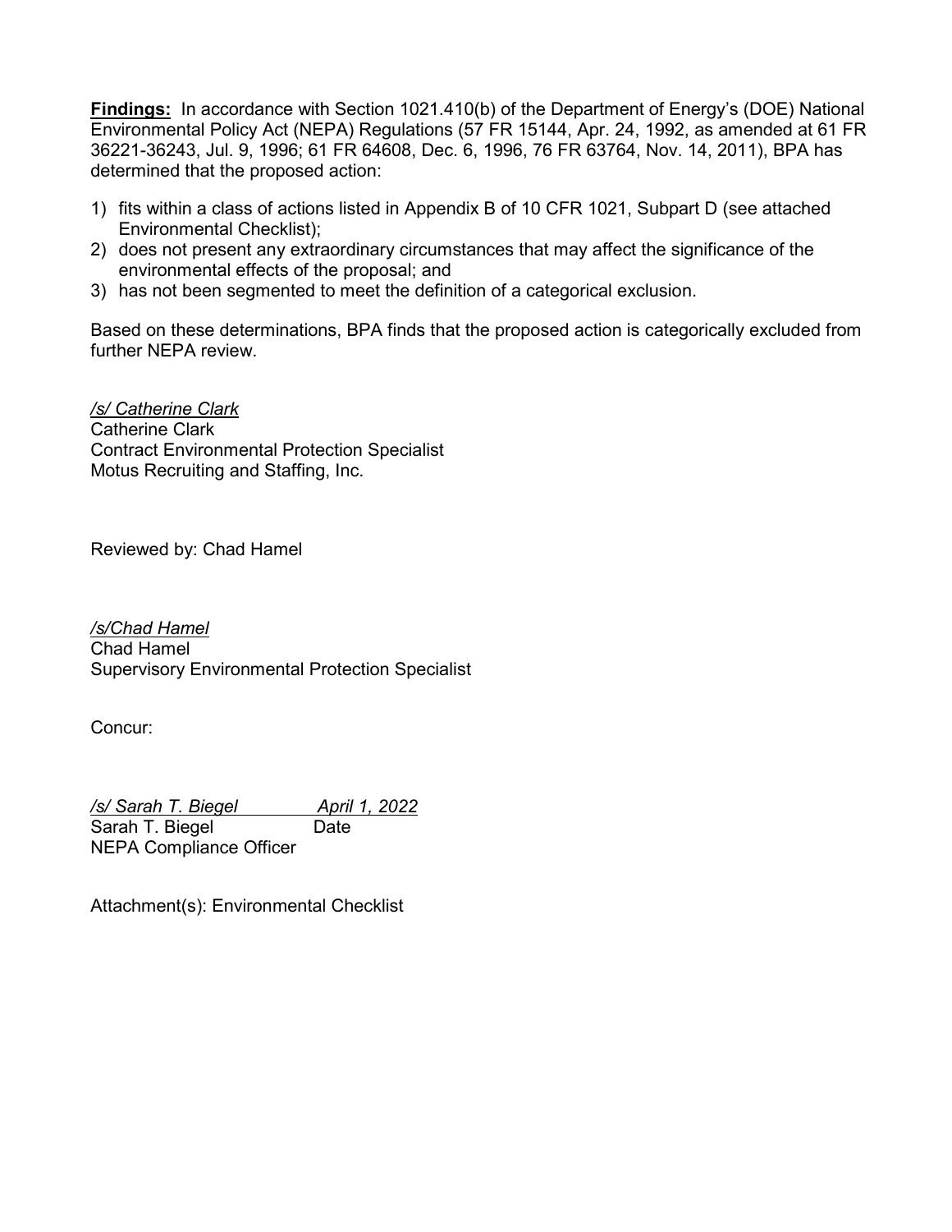**Findings:** In accordance with Section 1021.410(b) of the Department of Energy's (DOE) National Environmental Policy Act (NEPA) Regulations (57 FR 15144, Apr. 24, 1992, as amended at 61 FR 36221-36243, Jul. 9, 1996; 61 FR 64608, Dec. 6, 1996, 76 FR 63764, Nov. 14, 2011), BPA has determined that the proposed action:

1) fits within a class of actions listed in Appendix B of 10 CFR 1021, Subpart D (see attached Environmental Checklist);
2) does not present any extraordinary circumstances that may affect the significance of the environmental effects of the proposal; and
3) has not been segmented to meet the definition of a categorical exclusion.

Based on these determinations, BPA finds that the proposed action is categorically excluded from further NEPA review.

*/s/ Catherine Clark*
Catherine Clark
Contract Environmental Protection Specialist
Motus Recruiting and Staffing, Inc.

Reviewed by: Chad Hamel

*/s/Chad Hamel*
Chad Hamel
Supervisory Environmental Protection Specialist

Concur:

*/s/ Sarah T. Biegel* *April 1, 2022*
Sarah T. Biegel Date
NEPA Compliance Officer

Attachment(s): Environmental Checklist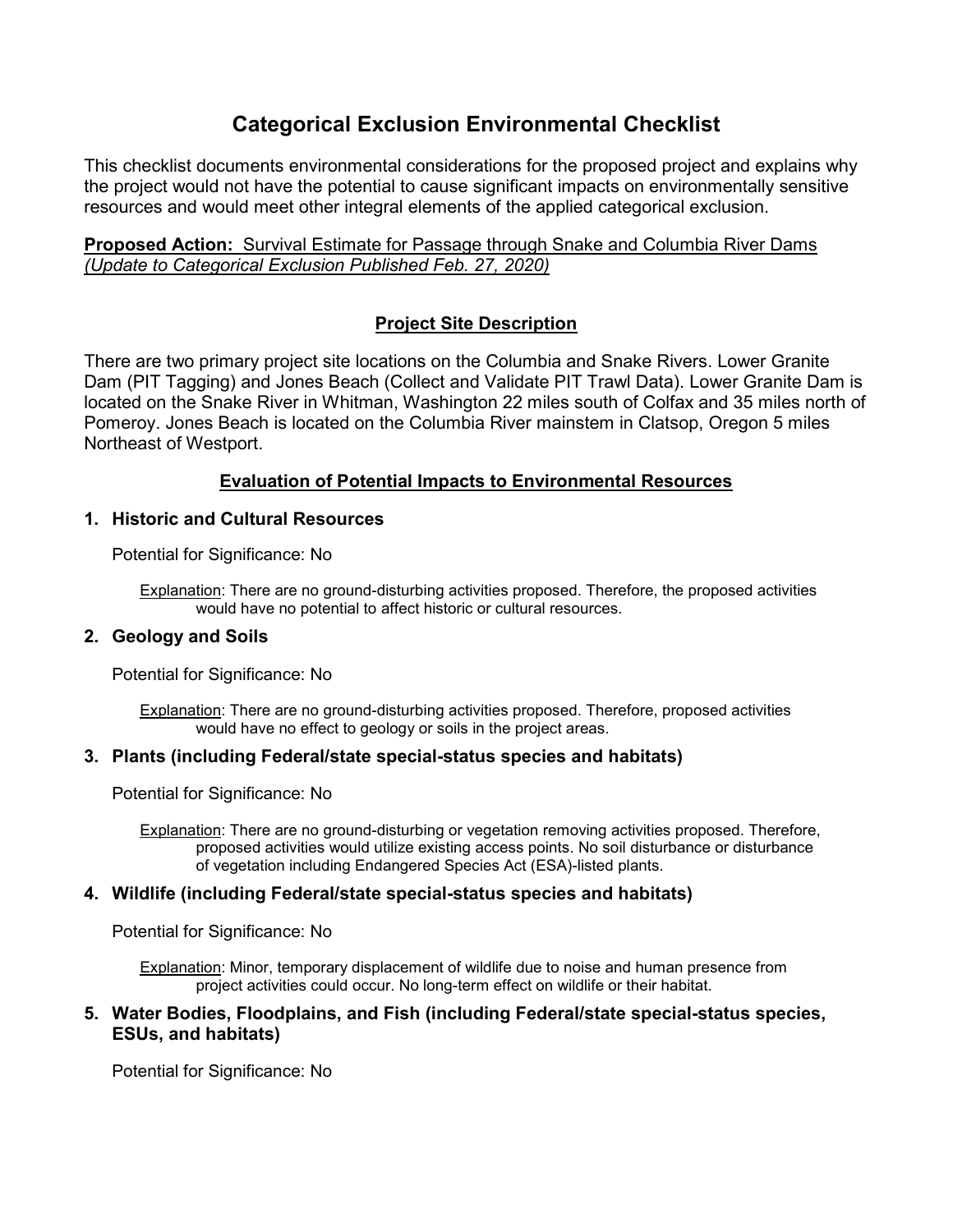# Categorical Exclusion Environmental Checklist

This checklist documents environmental considerations for the proposed project and explains why the project would not have the potential to cause significant impacts on environmentally sensitive resources and would meet other integral elements of the applied categorical exclusion.

**Proposed Action:** Survival Estimate for Passage through Snake and Columbia River Dams *(Update to Categorical Exclusion Published Feb. 27, 2020)*

## Project Site Description

There are two primary project site locations on the Columbia and Snake Rivers. Lower Granite Dam (PIT Tagging) and Jones Beach (Collect and Validate PIT Trawl Data). Lower Granite Dam is located on the Snake River in Whitman, Washington 22 miles south of Colfax and 35 miles north of Pomeroy. Jones Beach is located on the Columbia River mainstem in Clatsop, Oregon 5 miles Northeast of Westport.

## Evaluation of Potential Impacts to Environmental Resources

### 1. Historic and Cultural Resources

Potential for Significance: No

Explanation: There are no ground-disturbing activities proposed. Therefore, the proposed activities would have no potential to affect historic or cultural resources.

### 2. Geology and Soils

Potential for Significance: No

Explanation: There are no ground-disturbing activities proposed. Therefore, proposed activities would have no effect to geology or soils in the project areas.

### 3. Plants (including Federal/state special-status species and habitats)

Potential for Significance: No

Explanation: There are no ground-disturbing or vegetation removing activities proposed. Therefore, proposed activities would utilize existing access points. No soil disturbance or disturbance of vegetation including Endangered Species Act (ESA)-listed plants.

### 4. Wildlife (including Federal/state special-status species and habitats)

Potential for Significance: No

Explanation: Minor, temporary displacement of wildlife due to noise and human presence from project activities could occur. No long-term effect on wildlife or their habitat.

### 5. Water Bodies, Floodplains, and Fish (including Federal/state special-status species, ESUs, and habitats)

Potential for Significance: No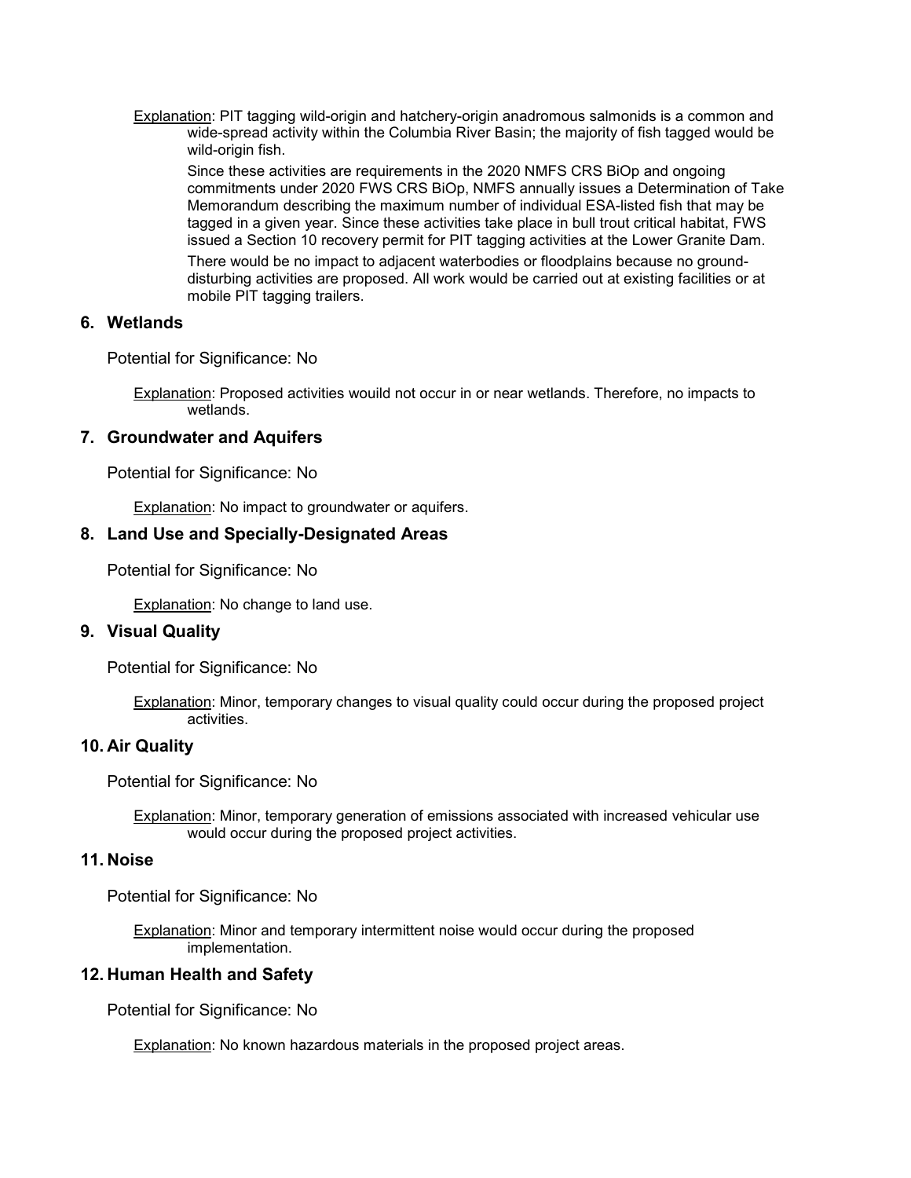Explanation: PIT tagging wild-origin and hatchery-origin anadromous salmonids is a common and wide-spread activity within the Columbia River Basin; the majority of fish tagged would be wild-origin fish.

Since these activities are requirements in the 2020 NMFS CRS BiOp and ongoing commitments under 2020 FWS CRS BiOp, NMFS annually issues a Determination of Take Memorandum describing the maximum number of individual ESA-listed fish that may be tagged in a given year. Since these activities take place in bull trout critical habitat, FWS issued a Section 10 recovery permit for PIT tagging activities at the Lower Granite Dam.

There would be no impact to adjacent waterbodies or floodplains because no ground-disturbing activities are proposed. All work would be carried out at existing facilities or at mobile PIT tagging trailers.

## 6. Wetlands

Potential for Significance: No

Explanation: Proposed activities wouild not occur in or near wetlands. Therefore, no impacts to wetlands.

## 7. Groundwater and Aquifers

Potential for Significance: No

Explanation: No impact to groundwater or aquifers.

## 8. Land Use and Specially-Designated Areas

Potential for Significance: No

Explanation: No change to land use.

## 9. Visual Quality

Potential for Significance: No

Explanation: Minor, temporary changes to visual quality could occur during the proposed project activities.

## 10. Air Quality

Potential for Significance: No

Explanation: Minor, temporary generation of emissions associated with increased vehicular use would occur during the proposed project activities.

## 11. Noise

Potential for Significance: No

Explanation: Minor and temporary intermittent noise would occur during the proposed implementation.

## 12. Human Health and Safety

Potential for Significance: No

Explanation: No known hazardous materials in the proposed project areas.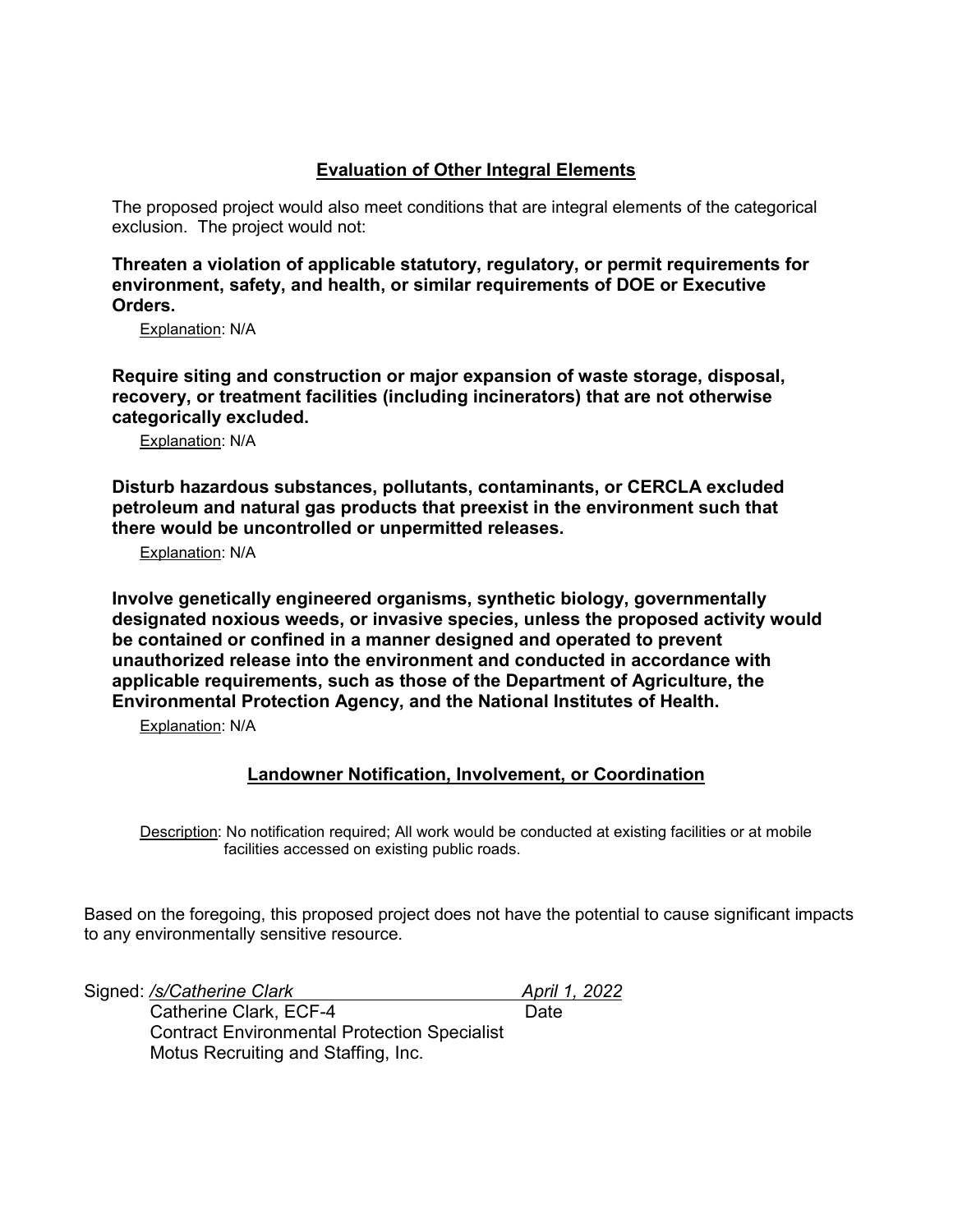## Evaluation of Other Integral Elements

The proposed project would also meet conditions that are integral elements of the categorical exclusion. The project would not:

**Threaten a violation of applicable statutory, regulatory, or permit requirements for environment, safety, and health, or similar requirements of DOE or Executive Orders.**

Explanation: N/A

**Require siting and construction or major expansion of waste storage, disposal, recovery, or treatment facilities (including incinerators) that are not otherwise categorically excluded.**

Explanation: N/A

**Disturb hazardous substances, pollutants, contaminants, or CERCLA excluded petroleum and natural gas products that preexist in the environment such that there would be uncontrolled or unpermitted releases.**

Explanation: N/A

**Involve genetically engineered organisms, synthetic biology, governmentally designated noxious weeds, or invasive species, unless the proposed activity would be contained or confined in a manner designed and operated to prevent unauthorized release into the environment and conducted in accordance with applicable requirements, such as those of the Department of Agriculture, the Environmental Protection Agency, and the National Institutes of Health.**

Explanation: N/A

## Landowner Notification, Involvement, or Coordination

Description: No notification required; All work would be conducted at existing facilities or at mobile facilities accessed on existing public roads.

Based on the foregoing, this proposed project does not have the potential to cause significant impacts to any environmentally sensitive resource.

Signed: */s/Catherine Clark* — *April 1, 2022*

Catherine Clark, ECF-4 — Date
Contract Environmental Protection Specialist
Motus Recruiting and Staffing, Inc.